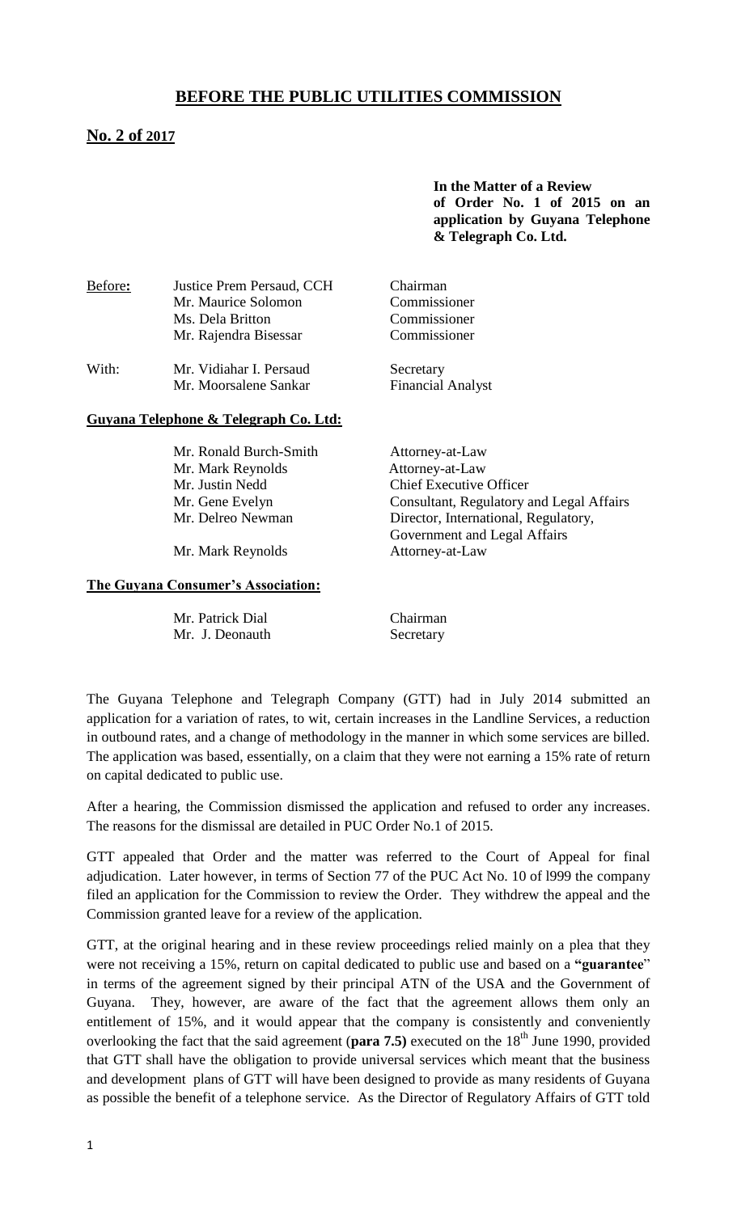# BEFORE THE PUBLIC UTILITIES COMMISSION

## No. 2 of 2017

**In the Matter of a Review of Order No. 1 of 2015 on an application by Guyana Telephone & Telegraph Co. Ltd.**

| | | |
|---|---|---|
| Before**:** | Justice Prem Persaud, CCH | Chairman |
| | Mr. Maurice Solomon | Commissioner |
| | Ms. Dela Britton | Commissioner |
| | Mr. Rajendra Bisessar | Commissioner |
| With: | Mr. Vidiahar I. Persaud | Secretary |
| | Mr. Moorsalene Sankar | Financial Analyst |

**Guyana Telephone & Telegraph Co. Ltd:**

| | |
|---|---|
| Mr. Ronald Burch-Smith | Attorney-at-Law |
| Mr. Mark Reynolds | Attorney-at-Law |
| Mr. Justin Nedd | Chief Executive Officer |
| Mr. Gene Evelyn | Consultant, Regulatory and Legal Affairs |
| Mr. Delreo Newman | Director, International, Regulatory, Government and Legal Affairs |
| Mr. Mark Reynolds | Attorney-at-Law |

**The Guyana Consumer's Association:**

| | |
|---|---|
| Mr. Patrick Dial | Chairman |
| Mr. J. Deonauth | Secretary |

The Guyana Telephone and Telegraph Company (GTT) had in July 2014 submitted an application for a variation of rates, to wit, certain increases in the Landline Services, a reduction in outbound rates, and a change of methodology in the manner in which some services are billed. The application was based, essentially, on a claim that they were not earning a 15% rate of return on capital dedicated to public use.

After a hearing, the Commission dismissed the application and refused to order any increases. The reasons for the dismissal are detailed in PUC Order No.1 of 2015.

GTT appealed that Order and the matter was referred to the Court of Appeal for final adjudication. Later however, in terms of Section 77 of the PUC Act No. 10 of l999 the company filed an application for the Commission to review the Order. They withdrew the appeal and the Commission granted leave for a review of the application.

GTT, at the original hearing and in these review proceedings relied mainly on a plea that they were not receiving a 15%, return on capital dedicated to public use and based on a **"guarantee"** in terms of the agreement signed by their principal ATN of the USA and the Government of Guyana. They, however, are aware of the fact that the agreement allows them only an entitlement of 15%, and it would appear that the company is consistently and conveniently overlooking the fact that the said agreement (**para 7.5)** executed on the 18th June 1990, provided that GTT shall have the obligation to provide universal services which meant that the business and development plans of GTT will have been designed to provide as many residents of Guyana as possible the benefit of a telephone service. As the Director of Regulatory Affairs of GTT told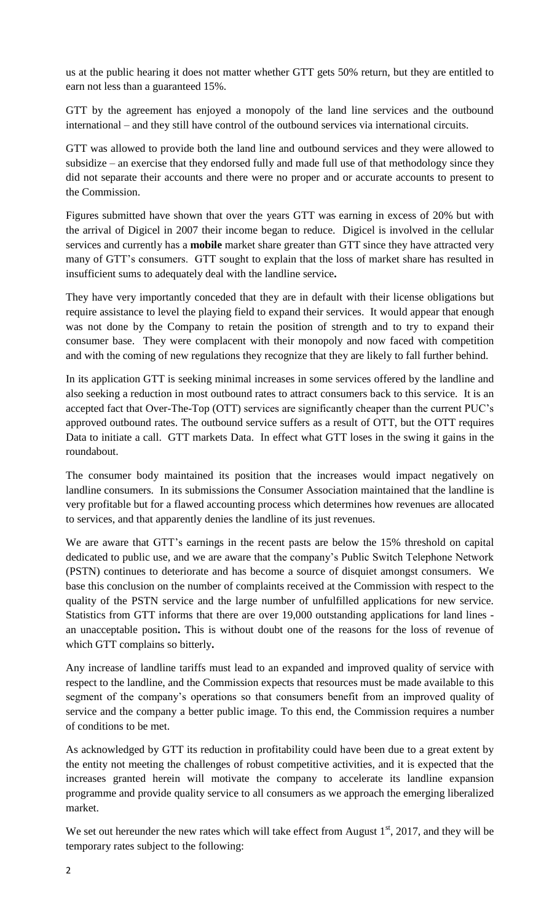us at the public hearing it does not matter whether GTT gets 50% return, but they are entitled to earn not less than a guaranteed 15%.

GTT by the agreement has enjoyed a monopoly of the land line services and the outbound international – and they still have control of the outbound services via international circuits.

GTT was allowed to provide both the land line and outbound services and they were allowed to subsidize – an exercise that they endorsed fully and made full use of that methodology since they did not separate their accounts and there were no proper and or accurate accounts to present to the Commission.

Figures submitted have shown that over the years GTT was earning in excess of 20% but with the arrival of Digicel in 2007 their income began to reduce. Digicel is involved in the cellular services and currently has a **mobile** market share greater than GTT since they have attracted very many of GTT's consumers. GTT sought to explain that the loss of market share has resulted in insufficient sums to adequately deal with the landline service**.**

They have very importantly conceded that they are in default with their license obligations but require assistance to level the playing field to expand their services. It would appear that enough was not done by the Company to retain the position of strength and to try to expand their consumer base. They were complacent with their monopoly and now faced with competition and with the coming of new regulations they recognize that they are likely to fall further behind.

In its application GTT is seeking minimal increases in some services offered by the landline and also seeking a reduction in most outbound rates to attract consumers back to this service. It is an accepted fact that Over-The-Top (OTT) services are significantly cheaper than the current PUC's approved outbound rates. The outbound service suffers as a result of OTT, but the OTT requires Data to initiate a call. GTT markets Data. In effect what GTT loses in the swing it gains in the roundabout.

The consumer body maintained its position that the increases would impact negatively on landline consumers. In its submissions the Consumer Association maintained that the landline is very profitable but for a flawed accounting process which determines how revenues are allocated to services, and that apparently denies the landline of its just revenues.

We are aware that GTT's earnings in the recent pasts are below the 15% threshold on capital dedicated to public use, and we are aware that the company's Public Switch Telephone Network (PSTN) continues to deteriorate and has become a source of disquiet amongst consumers. We base this conclusion on the number of complaints received at the Commission with respect to the quality of the PSTN service and the large number of unfulfilled applications for new service. Statistics from GTT informs that there are over 19,000 outstanding applications for land lines - an unacceptable position**.** This is without doubt one of the reasons for the loss of revenue of which GTT complains so bitterly**.**

Any increase of landline tariffs must lead to an expanded and improved quality of service with respect to the landline, and the Commission expects that resources must be made available to this segment of the company's operations so that consumers benefit from an improved quality of service and the company a better public image. To this end, the Commission requires a number of conditions to be met.

As acknowledged by GTT its reduction in profitability could have been due to a great extent by the entity not meeting the challenges of robust competitive activities, and it is expected that the increases granted herein will motivate the company to accelerate its landline expansion programme and provide quality service to all consumers as we approach the emerging liberalized market.

We set out hereunder the new rates which will take effect from August 1st, 2017, and they will be temporary rates subject to the following: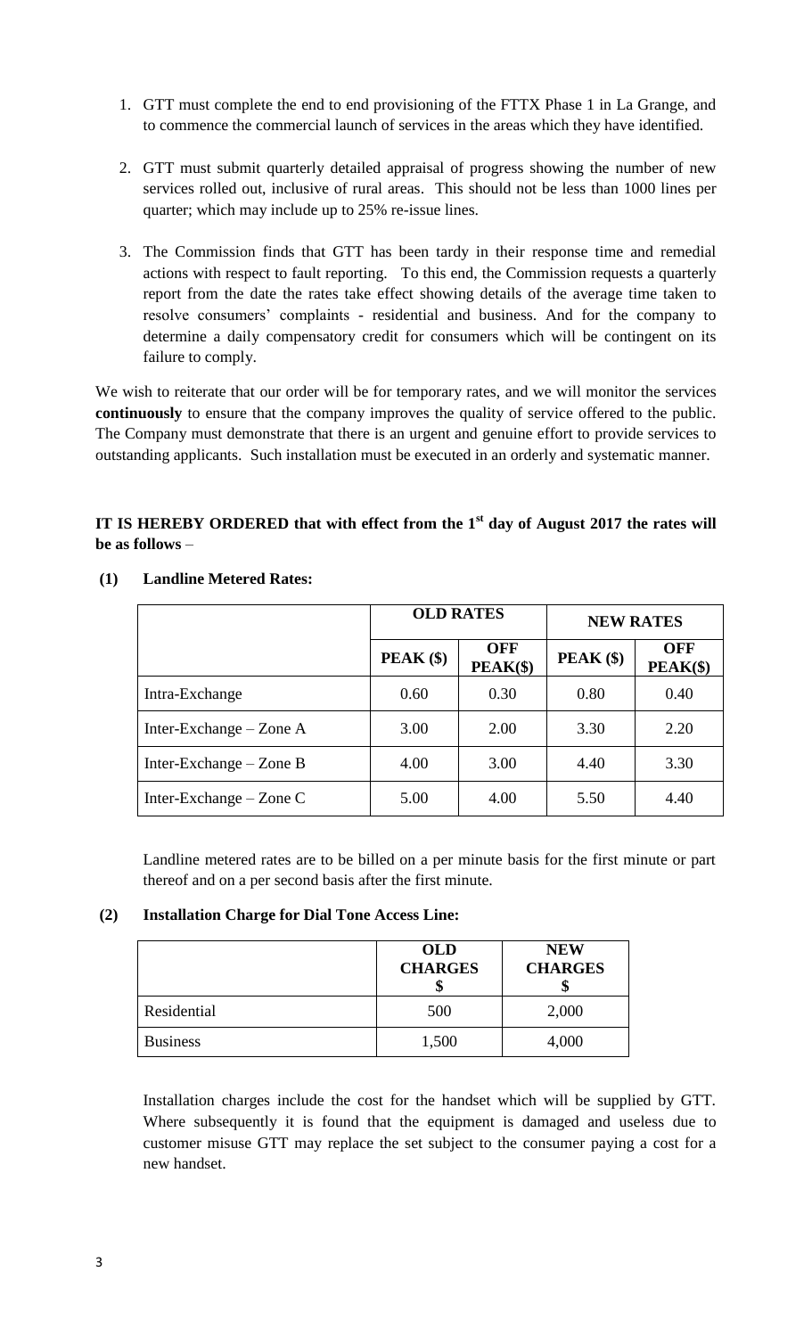1. GTT must complete the end to end provisioning of the FTTX Phase 1 in La Grange, and to commence the commercial launch of services in the areas which they have identified.

2. GTT must submit quarterly detailed appraisal of progress showing the number of new services rolled out, inclusive of rural areas. This should not be less than 1000 lines per quarter; which may include up to 25% re-issue lines.

3. The Commission finds that GTT has been tardy in their response time and remedial actions with respect to fault reporting. To this end, the Commission requests a quarterly report from the date the rates take effect showing details of the average time taken to resolve consumers' complaints - residential and business. And for the company to determine a daily compensatory credit for consumers which will be contingent on its failure to comply.

We wish to reiterate that our order will be for temporary rates, and we will monitor the services **continuously** to ensure that the company improves the quality of service offered to the public. The Company must demonstrate that there is an urgent and genuine effort to provide services to outstanding applicants. Such installation must be executed in an orderly and systematic manner.

**IT IS HEREBY ORDERED that with effect from the 1st day of August 2017 the rates will be as follows** –

**(1) Landline Metered Rates:**

| | OLD RATES | | NEW RATES | |
|---|---|---|---|---|
| | PEAK ($) | OFF PEAK($) | PEAK ($) | OFF PEAK($) |
| Intra-Exchange | 0.60 | 0.30 | 0.80 | 0.40 |
| Inter-Exchange – Zone A | 3.00 | 2.00 | 3.30 | 2.20 |
| Inter-Exchange – Zone B | 4.00 | 3.00 | 4.40 | 3.30 |
| Inter-Exchange – Zone C | 5.00 | 4.00 | 5.50 | 4.40 |

Landline metered rates are to be billed on a per minute basis for the first minute or part thereof and on a per second basis after the first minute.

**(2) Installation Charge for Dial Tone Access Line:**

| | OLD CHARGES $ | NEW CHARGES $ |
|---|---|---|
| Residential | 500 | 2,000 |
| Business | 1,500 | 4,000 |

Installation charges include the cost for the handset which will be supplied by GTT. Where subsequently it is found that the equipment is damaged and useless due to customer misuse GTT may replace the set subject to the consumer paying a cost for a new handset.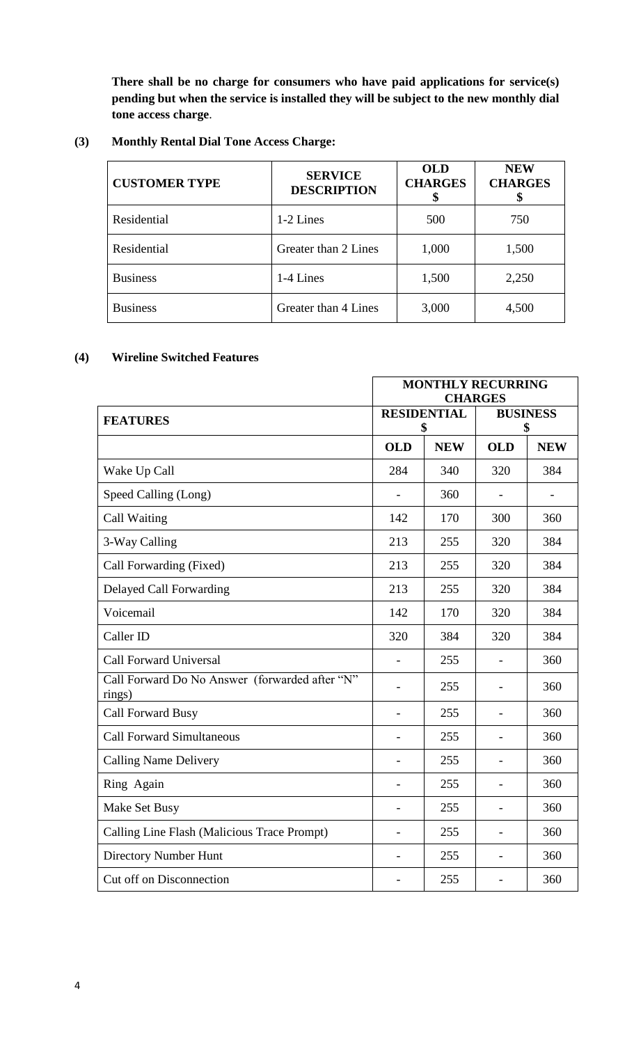**There shall be no charge for consumers who have paid applications for service(s) pending but when the service is installed they will be subject to the new monthly dial tone access charge**.

**(3) Monthly Rental Dial Tone Access Charge:**

| CUSTOMER TYPE | SERVICE DESCRIPTION | OLD CHARGES $ | NEW CHARGES $ |
|---|---|---|---|
| Residential | 1-2 Lines | 500 | 750 |
| Residential | Greater than 2 Lines | 1,000 | 1,500 |
| Business | 1-4 Lines | 1,500 | 2,250 |
| Business | Greater than 4 Lines | 3,000 | 4,500 |

**(4) Wireline Switched Features**

| | MONTHLY RECURRING CHARGES | | | |
|---|---|---|---|---|
| **FEATURES** | **RESIDENTIAL $** | | **BUSINESS $** | |
| | **OLD** | **NEW** | **OLD** | **NEW** |
| Wake Up Call | 284 | 340 | 320 | 384 |
| Speed Calling (Long) | - | 360 | - | - |
| Call Waiting | 142 | 170 | 300 | 360 |
| 3-Way Calling | 213 | 255 | 320 | 384 |
| Call Forwarding (Fixed) | 213 | 255 | 320 | 384 |
| Delayed Call Forwarding | 213 | 255 | 320 | 384 |
| Voicemail | 142 | 170 | 320 | 384 |
| Caller ID | 320 | 384 | 320 | 384 |
| Call Forward Universal | - | 255 | - | 360 |
| Call Forward Do No Answer (forwarded after "N" rings) | - | 255 | - | 360 |
| Call Forward Busy | - | 255 | - | 360 |
| Call Forward Simultaneous | - | 255 | - | 360 |
| Calling Name Delivery | - | 255 | - | 360 |
| Ring Again | - | 255 | - | 360 |
| Make Set Busy | - | 255 | - | 360 |
| Calling Line Flash (Malicious Trace Prompt) | - | 255 | - | 360 |
| Directory Number Hunt | - | 255 | - | 360 |
| Cut off on Disconnection | - | 255 | - | 360 |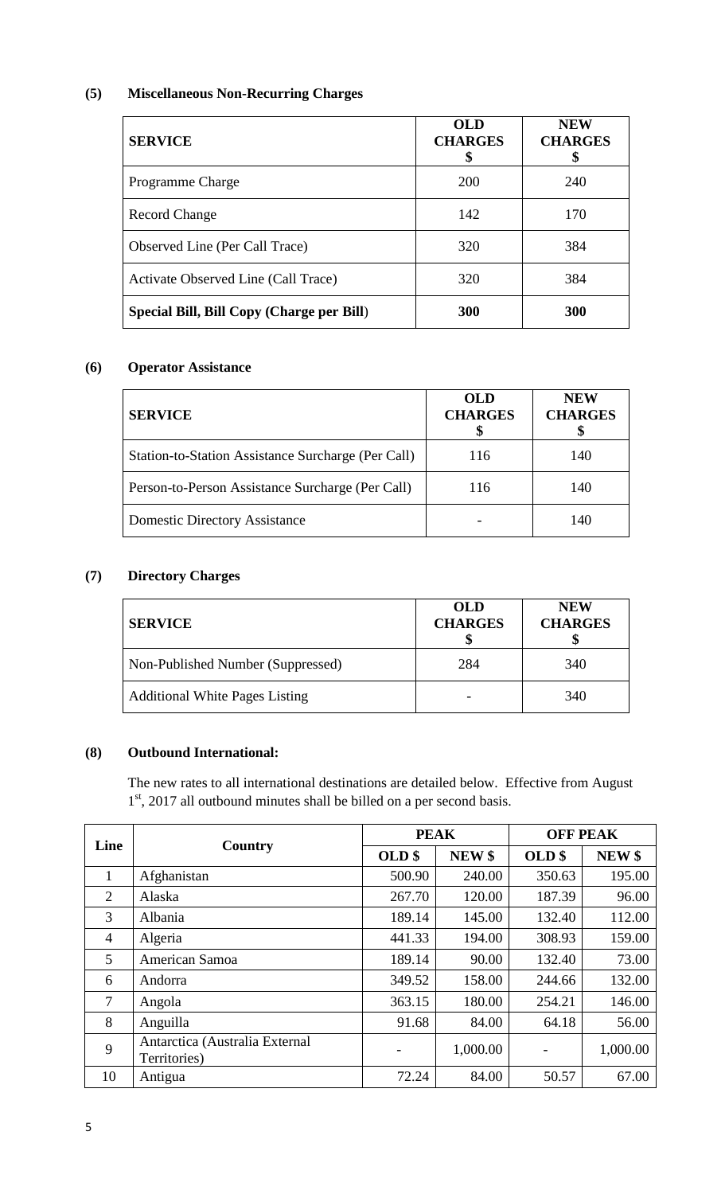### (5) Miscellaneous Non-Recurring Charges

| SERVICE | OLD CHARGES $ | NEW CHARGES $ |
|---|---|---|
| Programme Charge | 200 | 240 |
| Record Change | 142 | 170 |
| Observed Line (Per Call Trace) | 320 | 384 |
| Activate Observed Line (Call Trace) | 320 | 384 |
| **Special Bill, Bill Copy (Charge per Bill)** | **300** | **300** |

### (6) Operator Assistance

| SERVICE | OLD CHARGES $ | NEW CHARGES $ |
|---|---|---|
| Station-to-Station Assistance Surcharge (Per Call) | 116 | 140 |
| Person-to-Person Assistance Surcharge (Per Call) | 116 | 140 |
| Domestic Directory Assistance | - | 140 |

### (7) Directory Charges

| SERVICE | OLD CHARGES $ | NEW CHARGES $ |
|---|---|---|
| Non-Published Number (Suppressed) | 284 | 340 |
| Additional White Pages Listing | - | 340 |

### (8) Outbound International:

The new rates to all international destinations are detailed below. Effective from August 1st, 2017 all outbound minutes shall be billed on a per second basis.

| Line | Country | PEAK | | OFF PEAK | |
|---|---|---|---|---|---|
| | | OLD $ | NEW $ | OLD $ | NEW $ |
| 1 | Afghanistan | 500.90 | 240.00 | 350.63 | 195.00 |
| 2 | Alaska | 267.70 | 120.00 | 187.39 | 96.00 |
| 3 | Albania | 189.14 | 145.00 | 132.40 | 112.00 |
| 4 | Algeria | 441.33 | 194.00 | 308.93 | 159.00 |
| 5 | American Samoa | 189.14 | 90.00 | 132.40 | 73.00 |
| 6 | Andorra | 349.52 | 158.00 | 244.66 | 132.00 |
| 7 | Angola | 363.15 | 180.00 | 254.21 | 146.00 |
| 8 | Anguilla | 91.68 | 84.00 | 64.18 | 56.00 |
| 9 | Antarctica (Australia External Territories) | - | 1,000.00 | - | 1,000.00 |
| 10 | Antigua | 72.24 | 84.00 | 50.57 | 67.00 |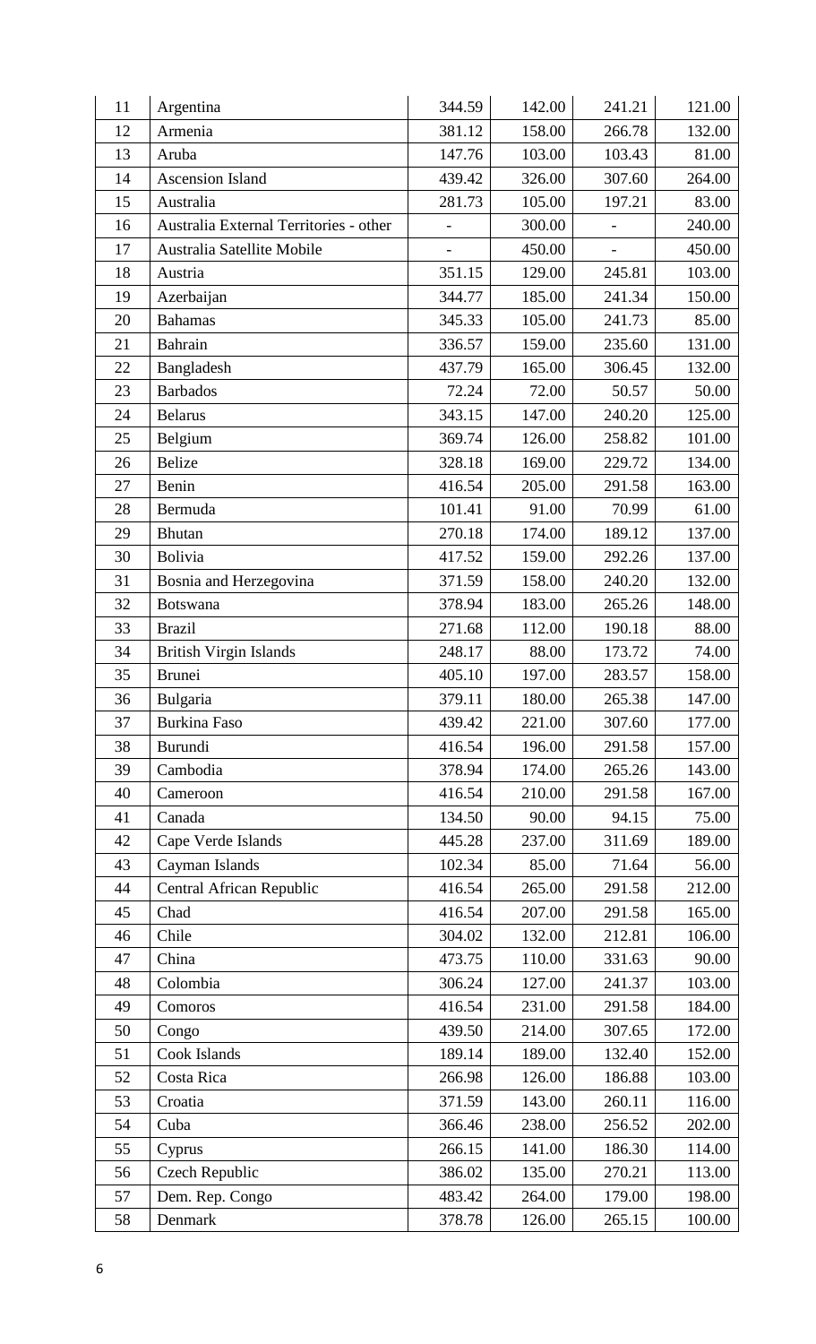| 11 | Argentina | 344.59 | 142.00 | 241.21 | 121.00 |
|---|---|---|---|---|---|
| 12 | Armenia | 381.12 | 158.00 | 266.78 | 132.00 |
| 13 | Aruba | 147.76 | 103.00 | 103.43 | 81.00 |
| 14 | Ascension Island | 439.42 | 326.00 | 307.60 | 264.00 |
| 15 | Australia | 281.73 | 105.00 | 197.21 | 83.00 |
| 16 | Australia External Territories - other | - | 300.00 | - | 240.00 |
| 17 | Australia Satellite Mobile | - | 450.00 | - | 450.00 |
| 18 | Austria | 351.15 | 129.00 | 245.81 | 103.00 |
| 19 | Azerbaijan | 344.77 | 185.00 | 241.34 | 150.00 |
| 20 | Bahamas | 345.33 | 105.00 | 241.73 | 85.00 |
| 21 | Bahrain | 336.57 | 159.00 | 235.60 | 131.00 |
| 22 | Bangladesh | 437.79 | 165.00 | 306.45 | 132.00 |
| 23 | Barbados | 72.24 | 72.00 | 50.57 | 50.00 |
| 24 | Belarus | 343.15 | 147.00 | 240.20 | 125.00 |
| 25 | Belgium | 369.74 | 126.00 | 258.82 | 101.00 |
| 26 | Belize | 328.18 | 169.00 | 229.72 | 134.00 |
| 27 | Benin | 416.54 | 205.00 | 291.58 | 163.00 |
| 28 | Bermuda | 101.41 | 91.00 | 70.99 | 61.00 |
| 29 | Bhutan | 270.18 | 174.00 | 189.12 | 137.00 |
| 30 | Bolivia | 417.52 | 159.00 | 292.26 | 137.00 |
| 31 | Bosnia and Herzegovina | 371.59 | 158.00 | 240.20 | 132.00 |
| 32 | Botswana | 378.94 | 183.00 | 265.26 | 148.00 |
| 33 | Brazil | 271.68 | 112.00 | 190.18 | 88.00 |
| 34 | British Virgin Islands | 248.17 | 88.00 | 173.72 | 74.00 |
| 35 | Brunei | 405.10 | 197.00 | 283.57 | 158.00 |
| 36 | Bulgaria | 379.11 | 180.00 | 265.38 | 147.00 |
| 37 | Burkina Faso | 439.42 | 221.00 | 307.60 | 177.00 |
| 38 | Burundi | 416.54 | 196.00 | 291.58 | 157.00 |
| 39 | Cambodia | 378.94 | 174.00 | 265.26 | 143.00 |
| 40 | Cameroon | 416.54 | 210.00 | 291.58 | 167.00 |
| 41 | Canada | 134.50 | 90.00 | 94.15 | 75.00 |
| 42 | Cape Verde Islands | 445.28 | 237.00 | 311.69 | 189.00 |
| 43 | Cayman Islands | 102.34 | 85.00 | 71.64 | 56.00 |
| 44 | Central African Republic | 416.54 | 265.00 | 291.58 | 212.00 |
| 45 | Chad | 416.54 | 207.00 | 291.58 | 165.00 |
| 46 | Chile | 304.02 | 132.00 | 212.81 | 106.00 |
| 47 | China | 473.75 | 110.00 | 331.63 | 90.00 |
| 48 | Colombia | 306.24 | 127.00 | 241.37 | 103.00 |
| 49 | Comoros | 416.54 | 231.00 | 291.58 | 184.00 |
| 50 | Congo | 439.50 | 214.00 | 307.65 | 172.00 |
| 51 | Cook Islands | 189.14 | 189.00 | 132.40 | 152.00 |
| 52 | Costa Rica | 266.98 | 126.00 | 186.88 | 103.00 |
| 53 | Croatia | 371.59 | 143.00 | 260.11 | 116.00 |
| 54 | Cuba | 366.46 | 238.00 | 256.52 | 202.00 |
| 55 | Cyprus | 266.15 | 141.00 | 186.30 | 114.00 |
| 56 | Czech Republic | 386.02 | 135.00 | 270.21 | 113.00 |
| 57 | Dem. Rep. Congo | 483.42 | 264.00 | 179.00 | 198.00 |
| 58 | Denmark | 378.78 | 126.00 | 265.15 | 100.00 |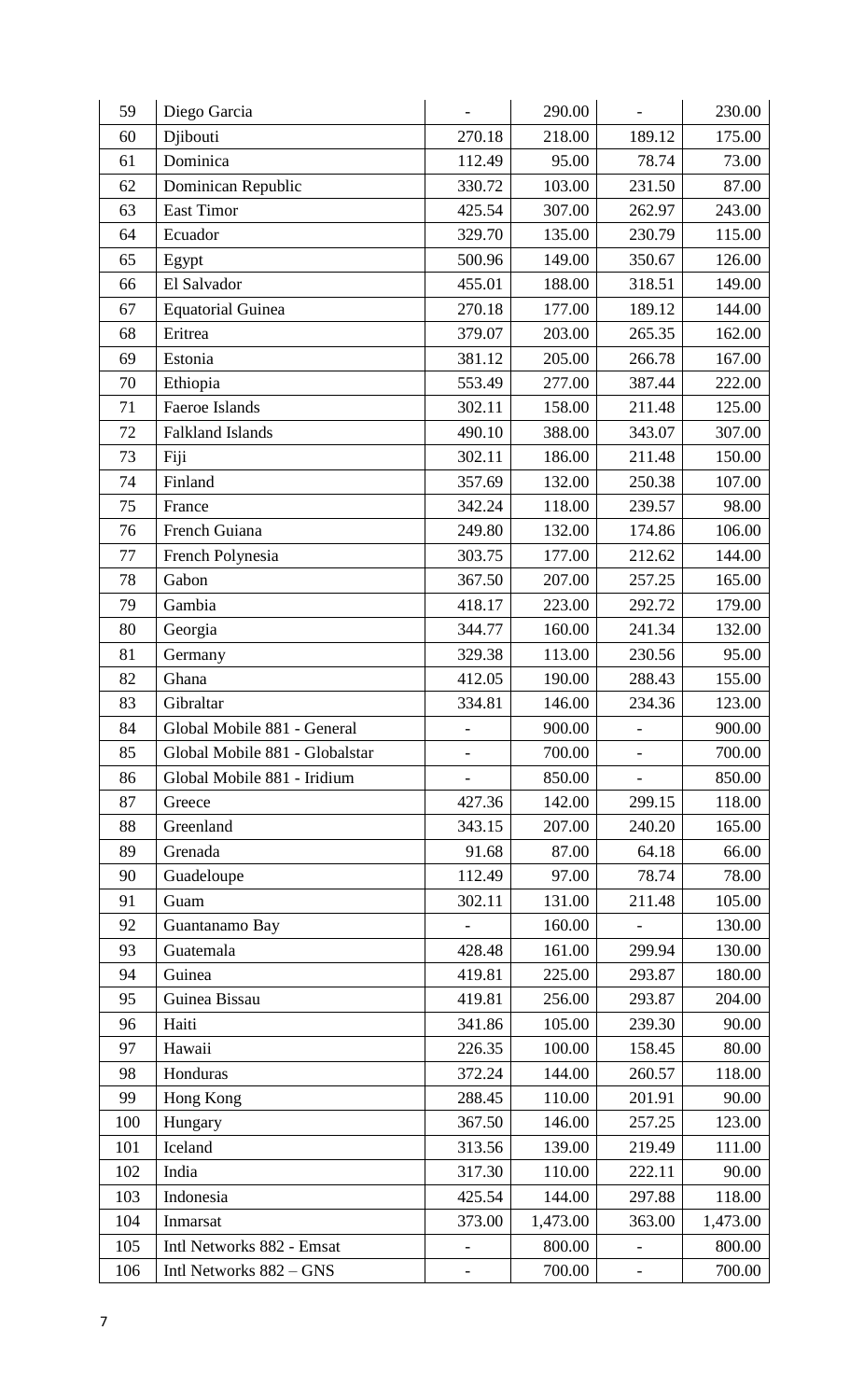| 59 | Diego Garcia | - | 290.00 | - | 230.00 |
|---|---|---|---|---|---|
| 60 | Djibouti | 270.18 | 218.00 | 189.12 | 175.00 |
| 61 | Dominica | 112.49 | 95.00 | 78.74 | 73.00 |
| 62 | Dominican Republic | 330.72 | 103.00 | 231.50 | 87.00 |
| 63 | East Timor | 425.54 | 307.00 | 262.97 | 243.00 |
| 64 | Ecuador | 329.70 | 135.00 | 230.79 | 115.00 |
| 65 | Egypt | 500.96 | 149.00 | 350.67 | 126.00 |
| 66 | El Salvador | 455.01 | 188.00 | 318.51 | 149.00 |
| 67 | Equatorial Guinea | 270.18 | 177.00 | 189.12 | 144.00 |
| 68 | Eritrea | 379.07 | 203.00 | 265.35 | 162.00 |
| 69 | Estonia | 381.12 | 205.00 | 266.78 | 167.00 |
| 70 | Ethiopia | 553.49 | 277.00 | 387.44 | 222.00 |
| 71 | Faeroe Islands | 302.11 | 158.00 | 211.48 | 125.00 |
| 72 | Falkland Islands | 490.10 | 388.00 | 343.07 | 307.00 |
| 73 | Fiji | 302.11 | 186.00 | 211.48 | 150.00 |
| 74 | Finland | 357.69 | 132.00 | 250.38 | 107.00 |
| 75 | France | 342.24 | 118.00 | 239.57 | 98.00 |
| 76 | French Guiana | 249.80 | 132.00 | 174.86 | 106.00 |
| 77 | French Polynesia | 303.75 | 177.00 | 212.62 | 144.00 |
| 78 | Gabon | 367.50 | 207.00 | 257.25 | 165.00 |
| 79 | Gambia | 418.17 | 223.00 | 292.72 | 179.00 |
| 80 | Georgia | 344.77 | 160.00 | 241.34 | 132.00 |
| 81 | Germany | 329.38 | 113.00 | 230.56 | 95.00 |
| 82 | Ghana | 412.05 | 190.00 | 288.43 | 155.00 |
| 83 | Gibraltar | 334.81 | 146.00 | 234.36 | 123.00 |
| 84 | Global Mobile 881 - General | - | 900.00 | - | 900.00 |
| 85 | Global Mobile 881 - Globalstar | - | 700.00 | - | 700.00 |
| 86 | Global Mobile 881 - Iridium | - | 850.00 | - | 850.00 |
| 87 | Greece | 427.36 | 142.00 | 299.15 | 118.00 |
| 88 | Greenland | 343.15 | 207.00 | 240.20 | 165.00 |
| 89 | Grenada | 91.68 | 87.00 | 64.18 | 66.00 |
| 90 | Guadeloupe | 112.49 | 97.00 | 78.74 | 78.00 |
| 91 | Guam | 302.11 | 131.00 | 211.48 | 105.00 |
| 92 | Guantanamo Bay | - | 160.00 | - | 130.00 |
| 93 | Guatemala | 428.48 | 161.00 | 299.94 | 130.00 |
| 94 | Guinea | 419.81 | 225.00 | 293.87 | 180.00 |
| 95 | Guinea Bissau | 419.81 | 256.00 | 293.87 | 204.00 |
| 96 | Haiti | 341.86 | 105.00 | 239.30 | 90.00 |
| 97 | Hawaii | 226.35 | 100.00 | 158.45 | 80.00 |
| 98 | Honduras | 372.24 | 144.00 | 260.57 | 118.00 |
| 99 | Hong Kong | 288.45 | 110.00 | 201.91 | 90.00 |
| 100 | Hungary | 367.50 | 146.00 | 257.25 | 123.00 |
| 101 | Iceland | 313.56 | 139.00 | 219.49 | 111.00 |
| 102 | India | 317.30 | 110.00 | 222.11 | 90.00 |
| 103 | Indonesia | 425.54 | 144.00 | 297.88 | 118.00 |
| 104 | Inmarsat | 373.00 | 1,473.00 | 363.00 | 1,473.00 |
| 105 | Intl Networks 882 - Emsat | - | 800.00 | - | 800.00 |
| 106 | Intl Networks 882 – GNS | - | 700.00 | - | 700.00 |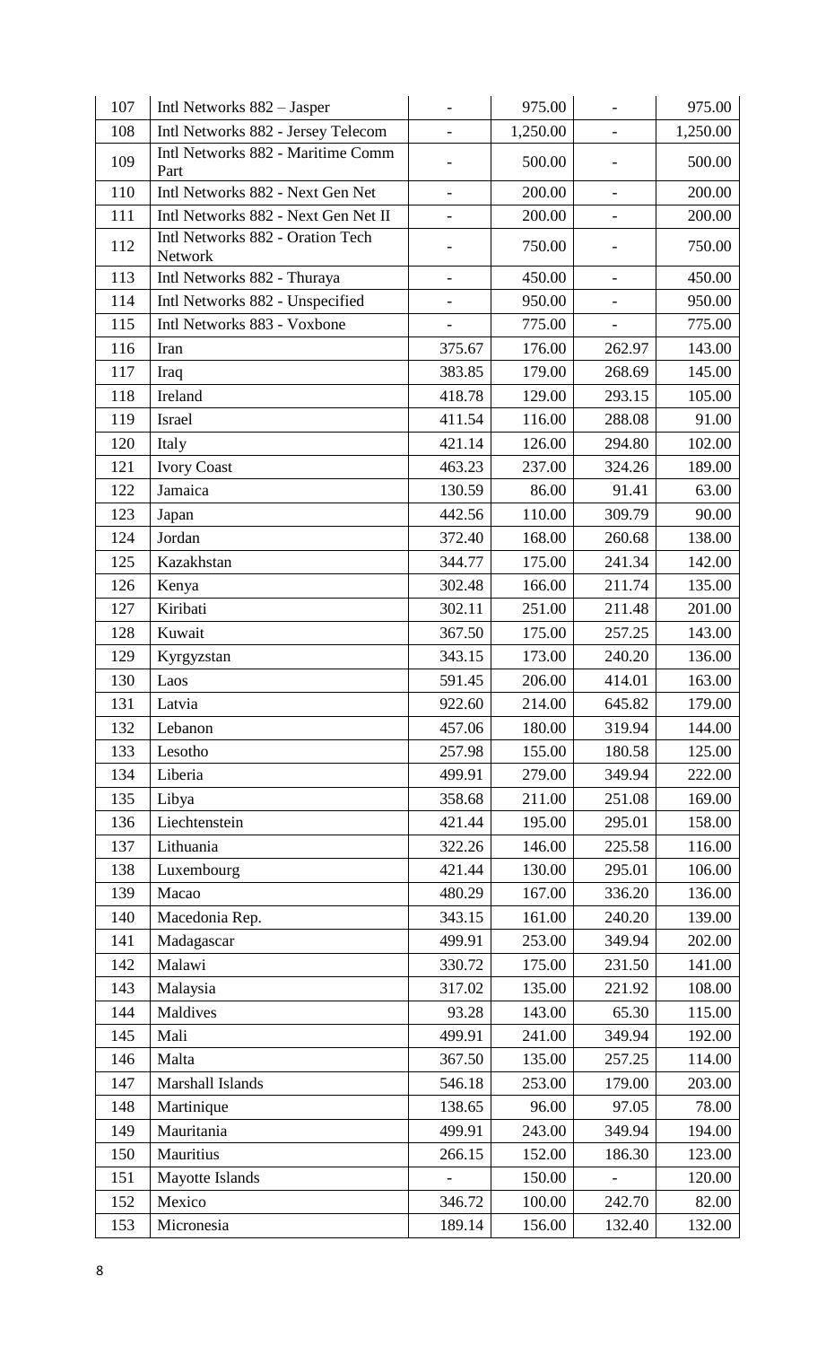| 107 | Intl Networks 882 – Jasper | - | 975.00 | - | 975.00 |
|---|---|---|---|---|---|
| 108 | Intl Networks 882 - Jersey Telecom | - | 1,250.00 | - | 1,250.00 |
| 109 | Intl Networks 882 - Maritime Comm Part | - | 500.00 | - | 500.00 |
| 110 | Intl Networks 882 - Next Gen Net | - | 200.00 | - | 200.00 |
| 111 | Intl Networks 882 - Next Gen Net II | - | 200.00 | - | 200.00 |
| 112 | Intl Networks 882 - Oration Tech Network | - | 750.00 | - | 750.00 |
| 113 | Intl Networks 882 - Thuraya | - | 450.00 | - | 450.00 |
| 114 | Intl Networks 882 - Unspecified | - | 950.00 | - | 950.00 |
| 115 | Intl Networks 883 - Voxbone | - | 775.00 | - | 775.00 |
| 116 | Iran | 375.67 | 176.00 | 262.97 | 143.00 |
| 117 | Iraq | 383.85 | 179.00 | 268.69 | 145.00 |
| 118 | Ireland | 418.78 | 129.00 | 293.15 | 105.00 |
| 119 | Israel | 411.54 | 116.00 | 288.08 | 91.00 |
| 120 | Italy | 421.14 | 126.00 | 294.80 | 102.00 |
| 121 | Ivory Coast | 463.23 | 237.00 | 324.26 | 189.00 |
| 122 | Jamaica | 130.59 | 86.00 | 91.41 | 63.00 |
| 123 | Japan | 442.56 | 110.00 | 309.79 | 90.00 |
| 124 | Jordan | 372.40 | 168.00 | 260.68 | 138.00 |
| 125 | Kazakhstan | 344.77 | 175.00 | 241.34 | 142.00 |
| 126 | Kenya | 302.48 | 166.00 | 211.74 | 135.00 |
| 127 | Kiribati | 302.11 | 251.00 | 211.48 | 201.00 |
| 128 | Kuwait | 367.50 | 175.00 | 257.25 | 143.00 |
| 129 | Kyrgyzstan | 343.15 | 173.00 | 240.20 | 136.00 |
| 130 | Laos | 591.45 | 206.00 | 414.01 | 163.00 |
| 131 | Latvia | 922.60 | 214.00 | 645.82 | 179.00 |
| 132 | Lebanon | 457.06 | 180.00 | 319.94 | 144.00 |
| 133 | Lesotho | 257.98 | 155.00 | 180.58 | 125.00 |
| 134 | Liberia | 499.91 | 279.00 | 349.94 | 222.00 |
| 135 | Libya | 358.68 | 211.00 | 251.08 | 169.00 |
| 136 | Liechtenstein | 421.44 | 195.00 | 295.01 | 158.00 |
| 137 | Lithuania | 322.26 | 146.00 | 225.58 | 116.00 |
| 138 | Luxembourg | 421.44 | 130.00 | 295.01 | 106.00 |
| 139 | Macao | 480.29 | 167.00 | 336.20 | 136.00 |
| 140 | Macedonia Rep. | 343.15 | 161.00 | 240.20 | 139.00 |
| 141 | Madagascar | 499.91 | 253.00 | 349.94 | 202.00 |
| 142 | Malawi | 330.72 | 175.00 | 231.50 | 141.00 |
| 143 | Malaysia | 317.02 | 135.00 | 221.92 | 108.00 |
| 144 | Maldives | 93.28 | 143.00 | 65.30 | 115.00 |
| 145 | Mali | 499.91 | 241.00 | 349.94 | 192.00 |
| 146 | Malta | 367.50 | 135.00 | 257.25 | 114.00 |
| 147 | Marshall Islands | 546.18 | 253.00 | 179.00 | 203.00 |
| 148 | Martinique | 138.65 | 96.00 | 97.05 | 78.00 |
| 149 | Mauritania | 499.91 | 243.00 | 349.94 | 194.00 |
| 150 | Mauritius | 266.15 | 152.00 | 186.30 | 123.00 |
| 151 | Mayotte Islands | - | 150.00 | - | 120.00 |
| 152 | Mexico | 346.72 | 100.00 | 242.70 | 82.00 |
| 153 | Micronesia | 189.14 | 156.00 | 132.40 | 132.00 |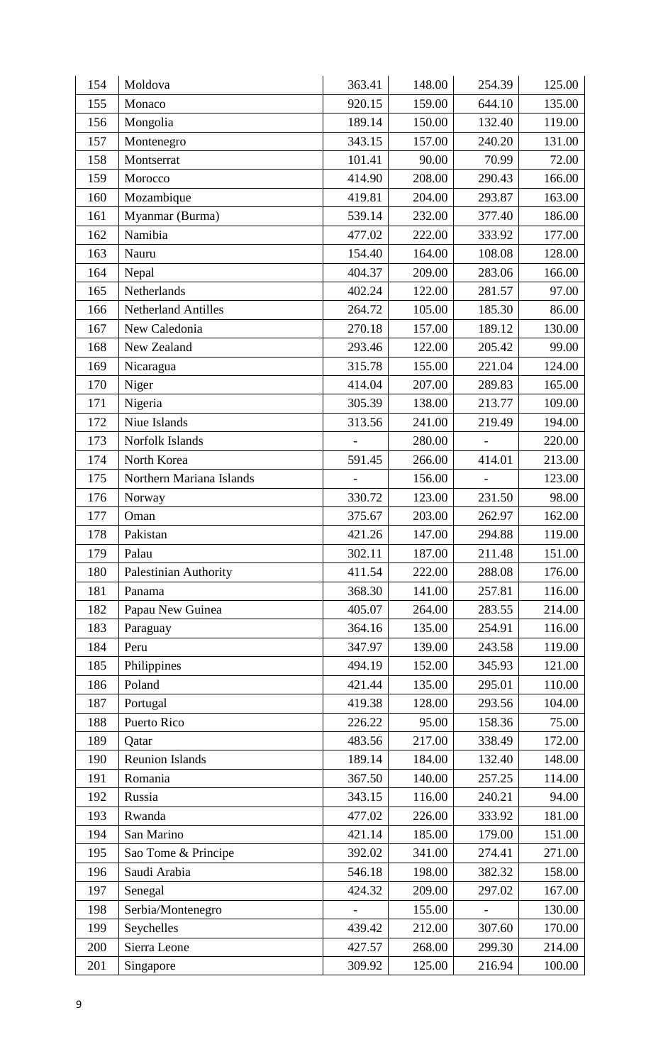| 154 | Moldova | 363.41 | 148.00 | 254.39 | 125.00 |
|---|---|---|---|---|---|
| 155 | Monaco | 920.15 | 159.00 | 644.10 | 135.00 |
| 156 | Mongolia | 189.14 | 150.00 | 132.40 | 119.00 |
| 157 | Montenegro | 343.15 | 157.00 | 240.20 | 131.00 |
| 158 | Montserrat | 101.41 | 90.00 | 70.99 | 72.00 |
| 159 | Morocco | 414.90 | 208.00 | 290.43 | 166.00 |
| 160 | Mozambique | 419.81 | 204.00 | 293.87 | 163.00 |
| 161 | Myanmar (Burma) | 539.14 | 232.00 | 377.40 | 186.00 |
| 162 | Namibia | 477.02 | 222.00 | 333.92 | 177.00 |
| 163 | Nauru | 154.40 | 164.00 | 108.08 | 128.00 |
| 164 | Nepal | 404.37 | 209.00 | 283.06 | 166.00 |
| 165 | Netherlands | 402.24 | 122.00 | 281.57 | 97.00 |
| 166 | Netherland Antilles | 264.72 | 105.00 | 185.30 | 86.00 |
| 167 | New Caledonia | 270.18 | 157.00 | 189.12 | 130.00 |
| 168 | New Zealand | 293.46 | 122.00 | 205.42 | 99.00 |
| 169 | Nicaragua | 315.78 | 155.00 | 221.04 | 124.00 |
| 170 | Niger | 414.04 | 207.00 | 289.83 | 165.00 |
| 171 | Nigeria | 305.39 | 138.00 | 213.77 | 109.00 |
| 172 | Niue Islands | 313.56 | 241.00 | 219.49 | 194.00 |
| 173 | Norfolk Islands | - | 280.00 | - | 220.00 |
| 174 | North Korea | 591.45 | 266.00 | 414.01 | 213.00 |
| 175 | Northern Mariana Islands | - | 156.00 | - | 123.00 |
| 176 | Norway | 330.72 | 123.00 | 231.50 | 98.00 |
| 177 | Oman | 375.67 | 203.00 | 262.97 | 162.00 |
| 178 | Pakistan | 421.26 | 147.00 | 294.88 | 119.00 |
| 179 | Palau | 302.11 | 187.00 | 211.48 | 151.00 |
| 180 | Palestinian Authority | 411.54 | 222.00 | 288.08 | 176.00 |
| 181 | Panama | 368.30 | 141.00 | 257.81 | 116.00 |
| 182 | Papau New Guinea | 405.07 | 264.00 | 283.55 | 214.00 |
| 183 | Paraguay | 364.16 | 135.00 | 254.91 | 116.00 |
| 184 | Peru | 347.97 | 139.00 | 243.58 | 119.00 |
| 185 | Philippines | 494.19 | 152.00 | 345.93 | 121.00 |
| 186 | Poland | 421.44 | 135.00 | 295.01 | 110.00 |
| 187 | Portugal | 419.38 | 128.00 | 293.56 | 104.00 |
| 188 | Puerto Rico | 226.22 | 95.00 | 158.36 | 75.00 |
| 189 | Qatar | 483.56 | 217.00 | 338.49 | 172.00 |
| 190 | Reunion Islands | 189.14 | 184.00 | 132.40 | 148.00 |
| 191 | Romania | 367.50 | 140.00 | 257.25 | 114.00 |
| 192 | Russia | 343.15 | 116.00 | 240.21 | 94.00 |
| 193 | Rwanda | 477.02 | 226.00 | 333.92 | 181.00 |
| 194 | San Marino | 421.14 | 185.00 | 179.00 | 151.00 |
| 195 | Sao Tome & Principe | 392.02 | 341.00 | 274.41 | 271.00 |
| 196 | Saudi Arabia | 546.18 | 198.00 | 382.32 | 158.00 |
| 197 | Senegal | 424.32 | 209.00 | 297.02 | 167.00 |
| 198 | Serbia/Montenegro | - | 155.00 | - | 130.00 |
| 199 | Seychelles | 439.42 | 212.00 | 307.60 | 170.00 |
| 200 | Sierra Leone | 427.57 | 268.00 | 299.30 | 214.00 |
| 201 | Singapore | 309.92 | 125.00 | 216.94 | 100.00 |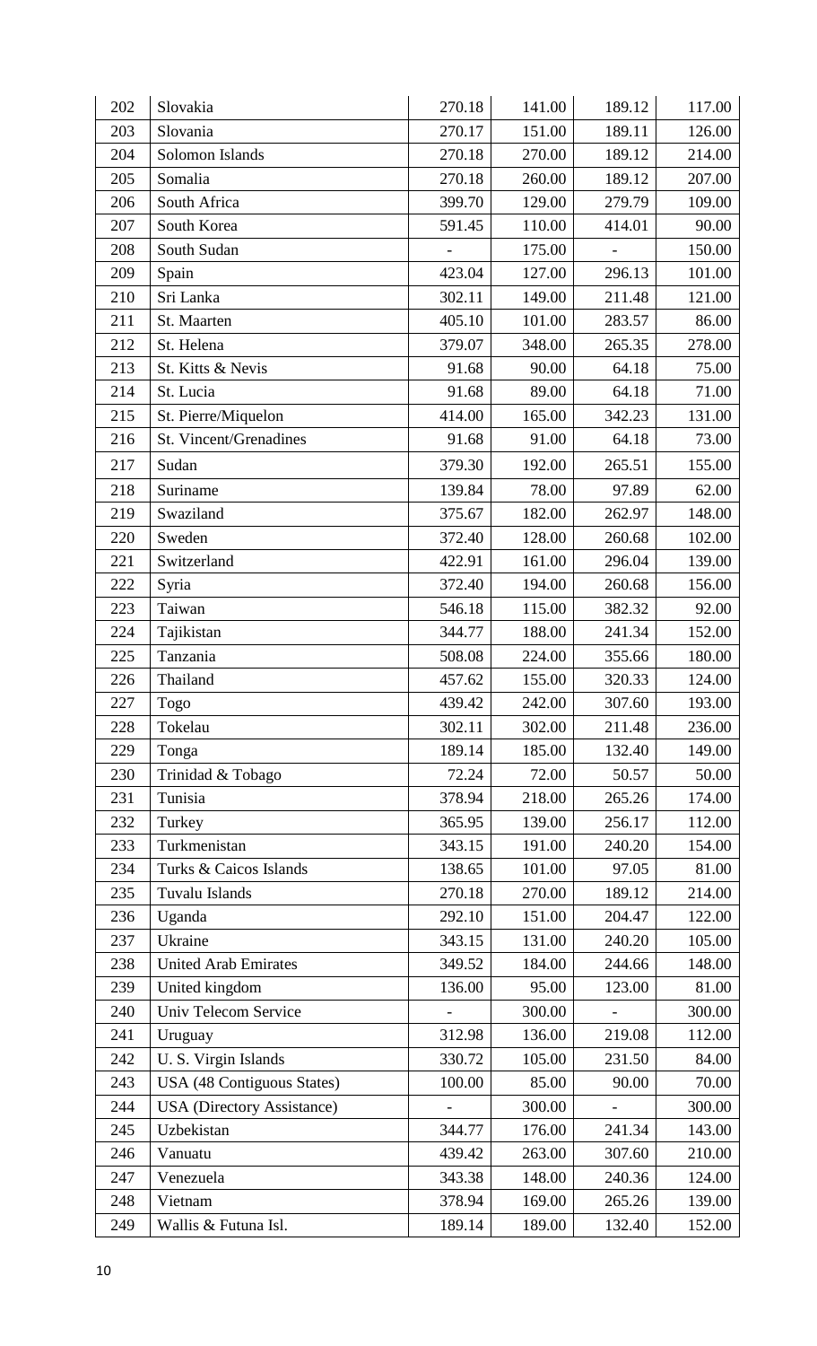| 202 | Slovakia | 270.18 | 141.00 | 189.12 | 117.00 |
|---|---|---|---|---|---|
| 203 | Slovania | 270.17 | 151.00 | 189.11 | 126.00 |
| 204 | Solomon Islands | 270.18 | 270.00 | 189.12 | 214.00 |
| 205 | Somalia | 270.18 | 260.00 | 189.12 | 207.00 |
| 206 | South Africa | 399.70 | 129.00 | 279.79 | 109.00 |
| 207 | South Korea | 591.45 | 110.00 | 414.01 | 90.00 |
| 208 | South Sudan | - | 175.00 | - | 150.00 |
| 209 | Spain | 423.04 | 127.00 | 296.13 | 101.00 |
| 210 | Sri Lanka | 302.11 | 149.00 | 211.48 | 121.00 |
| 211 | St. Maarten | 405.10 | 101.00 | 283.57 | 86.00 |
| 212 | St. Helena | 379.07 | 348.00 | 265.35 | 278.00 |
| 213 | St. Kitts & Nevis | 91.68 | 90.00 | 64.18 | 75.00 |
| 214 | St. Lucia | 91.68 | 89.00 | 64.18 | 71.00 |
| 215 | St. Pierre/Miquelon | 414.00 | 165.00 | 342.23 | 131.00 |
| 216 | St. Vincent/Grenadines | 91.68 | 91.00 | 64.18 | 73.00 |
| 217 | Sudan | 379.30 | 192.00 | 265.51 | 155.00 |
| 218 | Suriname | 139.84 | 78.00 | 97.89 | 62.00 |
| 219 | Swaziland | 375.67 | 182.00 | 262.97 | 148.00 |
| 220 | Sweden | 372.40 | 128.00 | 260.68 | 102.00 |
| 221 | Switzerland | 422.91 | 161.00 | 296.04 | 139.00 |
| 222 | Syria | 372.40 | 194.00 | 260.68 | 156.00 |
| 223 | Taiwan | 546.18 | 115.00 | 382.32 | 92.00 |
| 224 | Tajikistan | 344.77 | 188.00 | 241.34 | 152.00 |
| 225 | Tanzania | 508.08 | 224.00 | 355.66 | 180.00 |
| 226 | Thailand | 457.62 | 155.00 | 320.33 | 124.00 |
| 227 | Togo | 439.42 | 242.00 | 307.60 | 193.00 |
| 228 | Tokelau | 302.11 | 302.00 | 211.48 | 236.00 |
| 229 | Tonga | 189.14 | 185.00 | 132.40 | 149.00 |
| 230 | Trinidad & Tobago | 72.24 | 72.00 | 50.57 | 50.00 |
| 231 | Tunisia | 378.94 | 218.00 | 265.26 | 174.00 |
| 232 | Turkey | 365.95 | 139.00 | 256.17 | 112.00 |
| 233 | Turkmenistan | 343.15 | 191.00 | 240.20 | 154.00 |
| 234 | Turks & Caicos Islands | 138.65 | 101.00 | 97.05 | 81.00 |
| 235 | Tuvalu Islands | 270.18 | 270.00 | 189.12 | 214.00 |
| 236 | Uganda | 292.10 | 151.00 | 204.47 | 122.00 |
| 237 | Ukraine | 343.15 | 131.00 | 240.20 | 105.00 |
| 238 | United Arab Emirates | 349.52 | 184.00 | 244.66 | 148.00 |
| 239 | United kingdom | 136.00 | 95.00 | 123.00 | 81.00 |
| 240 | Univ Telecom Service | - | 300.00 | - | 300.00 |
| 241 | Uruguay | 312.98 | 136.00 | 219.08 | 112.00 |
| 242 | U. S. Virgin Islands | 330.72 | 105.00 | 231.50 | 84.00 |
| 243 | USA (48 Contiguous States) | 100.00 | 85.00 | 90.00 | 70.00 |
| 244 | USA (Directory Assistance) | - | 300.00 | - | 300.00 |
| 245 | Uzbekistan | 344.77 | 176.00 | 241.34 | 143.00 |
| 246 | Vanuatu | 439.42 | 263.00 | 307.60 | 210.00 |
| 247 | Venezuela | 343.38 | 148.00 | 240.36 | 124.00 |
| 248 | Vietnam | 378.94 | 169.00 | 265.26 | 139.00 |
| 249 | Wallis & Futuna Isl. | 189.14 | 189.00 | 132.40 | 152.00 |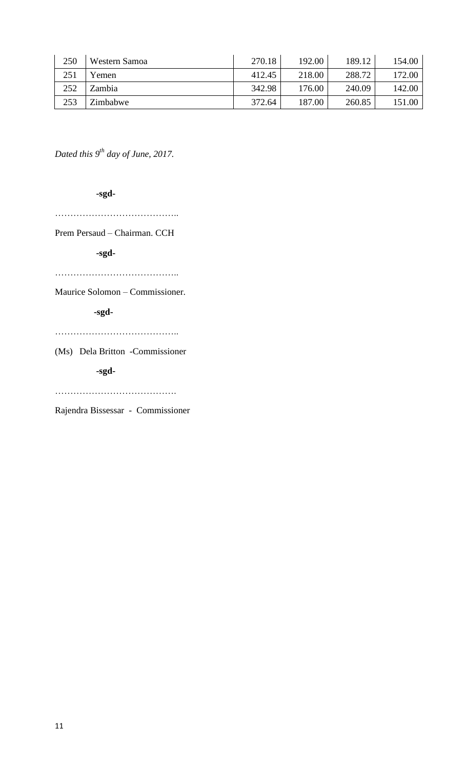| | | | | | |
|---|---|---|---|---|---|
| 250 | Western Samoa | 270.18 | 192.00 | 189.12 | 154.00 |
| 251 | Yemen | 412.45 | 218.00 | 288.72 | 172.00 |
| 252 | Zambia | 342.98 | 176.00 | 240.09 | 142.00 |
| 253 | Zimbabwe | 372.64 | 187.00 | 260.85 | 151.00 |

*Dated this 9th day of June, 2017.*

**-sgd-**

…………………………………..

Prem Persaud – Chairman. CCH

**-sgd-**

…………………………………..

Maurice Solomon – Commissioner.

**-sgd-**

…………………………………..

(Ms) Dela Britton -Commissioner

**-sgd-**

………………………………….

Rajendra Bissessar - Commissioner